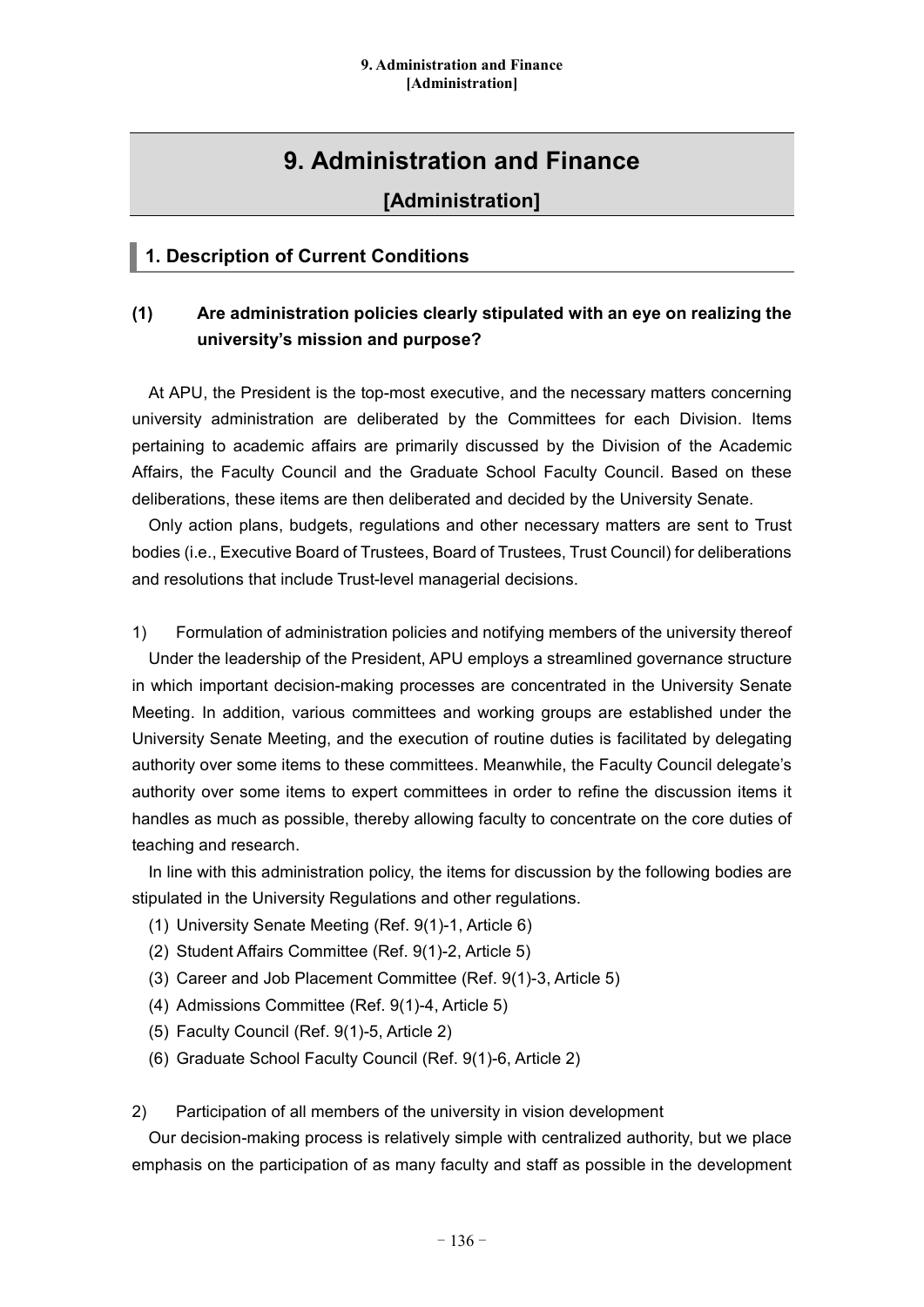# 9. Administration and Finance

## [Administration]

### 1. Description of Current Conditions

#### (1) Are administration policies clearly stipulated with an eye on realizing the university's mission and purpose?

At APU, the President is the top-most executive, and the necessary matters concerning university administration are deliberated by the Committees for each Division. Items pertaining to academic affairs are primarily discussed by the Division of the Academic Affairs, the Faculty Council and the Graduate School Faculty Council. Based on these deliberations, these items are then deliberated and decided by the University Senate.

Only action plans, budgets, regulations and other necessary matters are sent to Trust bodies (i.e., Executive Board of Trustees, Board of Trustees, Trust Council) for deliberations and resolutions that include Trust-level managerial decisions.

1) Formulation of administration policies and notifying members of the university thereof

Under the leadership of the President, APU employs a streamlined governance structure in which important decision-making processes are concentrated in the University Senate Meeting. In addition, various committees and working groups are established under the University Senate Meeting, and the execution of routine duties is facilitated by delegating authority over some items to these committees. Meanwhile, the Faculty Council delegate's authority over some items to expert committees in order to refine the discussion items it handles as much as possible, thereby allowing faculty to concentrate on the core duties of teaching and research.

In line with this administration policy, the items for discussion by the following bodies are stipulated in the University Regulations and other regulations.

(1) University Senate Meeting (Ref. 9(1)-1, Article 6)
(2) Student Affairs Committee (Ref. 9(1)-2, Article 5)
(3) Career and Job Placement Committee (Ref. 9(1)-3, Article 5)
(4) Admissions Committee (Ref. 9(1)-4, Article 5)
(5) Faculty Council (Ref. 9(1)-5, Article 2)
(6) Graduate School Faculty Council (Ref. 9(1)-6, Article 2)

2) Participation of all members of the university in vision development

Our decision-making process is relatively simple with centralized authority, but we place emphasis on the participation of as many faculty and staff as possible in the development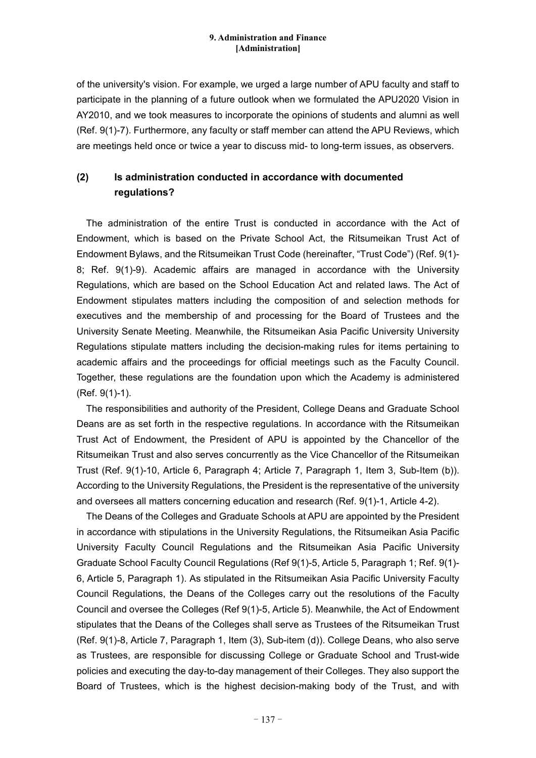of the university's vision. For example, we urged a large number of APU faculty and staff to participate in the planning of a future outlook when we formulated the APU2020 Vision in AY2010, and we took measures to incorporate the opinions of students and alumni as well (Ref. 9(1)-7). Furthermore, any faculty or staff member can attend the APU Reviews, which are meetings held once or twice a year to discuss mid- to long-term issues, as observers.

## (2) Is administration conducted in accordance with documented regulations?

The administration of the entire Trust is conducted in accordance with the Act of Endowment, which is based on the Private School Act, the Ritsumeikan Trust Act of Endowment Bylaws, and the Ritsumeikan Trust Code (hereinafter, "Trust Code") (Ref. 9(1)-8; Ref. 9(1)-9). Academic affairs are managed in accordance with the University Regulations, which are based on the School Education Act and related laws. The Act of Endowment stipulates matters including the composition of and selection methods for executives and the membership of and processing for the Board of Trustees and the University Senate Meeting. Meanwhile, the Ritsumeikan Asia Pacific University University Regulations stipulate matters including the decision-making rules for items pertaining to academic affairs and the proceedings for official meetings such as the Faculty Council. Together, these regulations are the foundation upon which the Academy is administered (Ref. 9(1)-1).

The responsibilities and authority of the President, College Deans and Graduate School Deans are as set forth in the respective regulations. In accordance with the Ritsumeikan Trust Act of Endowment, the President of APU is appointed by the Chancellor of the Ritsumeikan Trust and also serves concurrently as the Vice Chancellor of the Ritsumeikan Trust (Ref. 9(1)-10, Article 6, Paragraph 4; Article 7, Paragraph 1, Item 3, Sub-Item (b)). According to the University Regulations, the President is the representative of the university and oversees all matters concerning education and research (Ref. 9(1)-1, Article 4-2).

The Deans of the Colleges and Graduate Schools at APU are appointed by the President in accordance with stipulations in the University Regulations, the Ritsumeikan Asia Pacific University Faculty Council Regulations and the Ritsumeikan Asia Pacific University Graduate School Faculty Council Regulations (Ref 9(1)-5, Article 5, Paragraph 1; Ref. 9(1)-6, Article 5, Paragraph 1). As stipulated in the Ritsumeikan Asia Pacific University Faculty Council Regulations, the Deans of the Colleges carry out the resolutions of the Faculty Council and oversee the Colleges (Ref 9(1)-5, Article 5). Meanwhile, the Act of Endowment stipulates that the Deans of the Colleges shall serve as Trustees of the Ritsumeikan Trust (Ref. 9(1)-8, Article 7, Paragraph 1, Item (3), Sub-item (d)). College Deans, who also serve as Trustees, are responsible for discussing College or Graduate School and Trust-wide policies and executing the day-to-day management of their Colleges. They also support the Board of Trustees, which is the highest decision-making body of the Trust, and with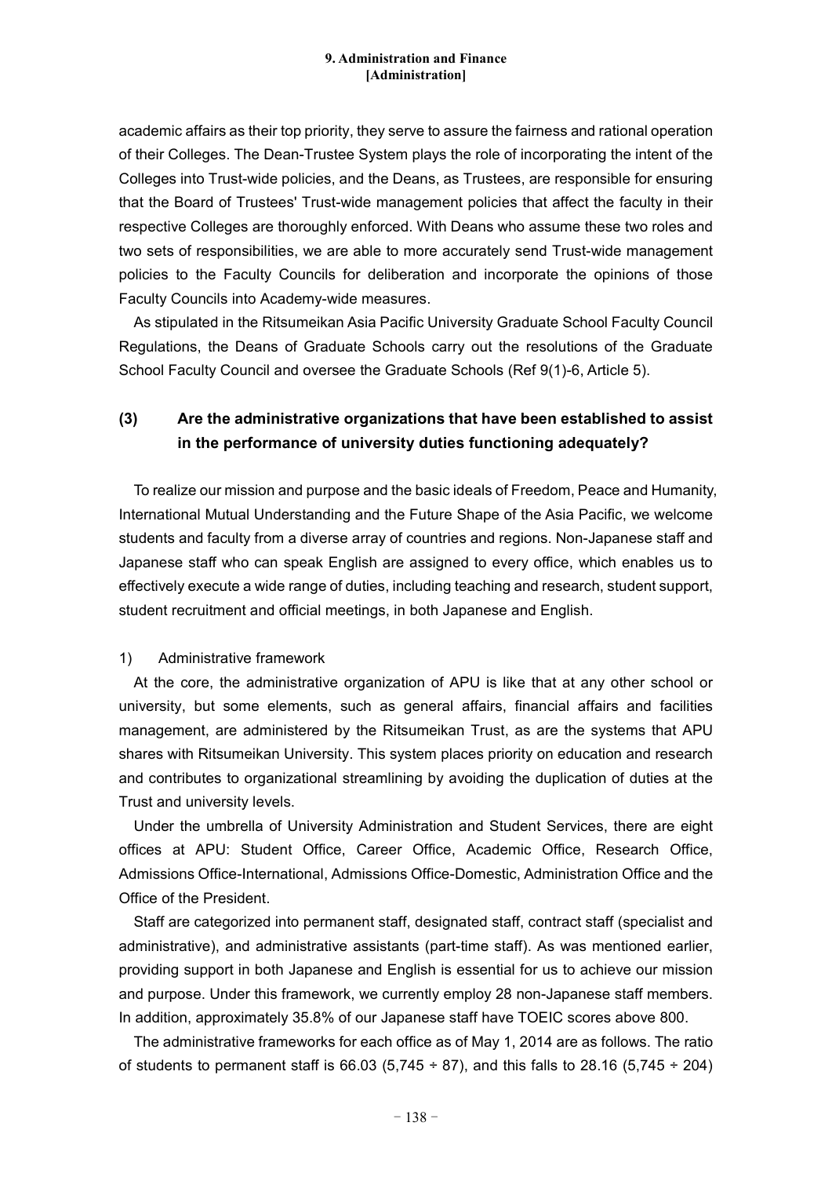academic affairs as their top priority, they serve to assure the fairness and rational operation of their Colleges. The Dean-Trustee System plays the role of incorporating the intent of the Colleges into Trust-wide policies, and the Deans, as Trustees, are responsible for ensuring that the Board of Trustees' Trust-wide management policies that affect the faculty in their respective Colleges are thoroughly enforced. With Deans who assume these two roles and two sets of responsibilities, we are able to more accurately send Trust-wide management policies to the Faculty Councils for deliberation and incorporate the opinions of those Faculty Councils into Academy-wide measures.

As stipulated in the Ritsumeikan Asia Pacific University Graduate School Faculty Council Regulations, the Deans of Graduate Schools carry out the resolutions of the Graduate School Faculty Council and oversee the Graduate Schools (Ref 9(1)-6, Article 5).

## (3) Are the administrative organizations that have been established to assist in the performance of university duties functioning adequately?

To realize our mission and purpose and the basic ideals of Freedom, Peace and Humanity, International Mutual Understanding and the Future Shape of the Asia Pacific, we welcome students and faculty from a diverse array of countries and regions. Non-Japanese staff and Japanese staff who can speak English are assigned to every office, which enables us to effectively execute a wide range of duties, including teaching and research, student support, student recruitment and official meetings, in both Japanese and English.

1) Administrative framework

At the core, the administrative organization of APU is like that at any other school or university, but some elements, such as general affairs, financial affairs and facilities management, are administered by the Ritsumeikan Trust, as are the systems that APU shares with Ritsumeikan University. This system places priority on education and research and contributes to organizational streamlining by avoiding the duplication of duties at the Trust and university levels.

Under the umbrella of University Administration and Student Services, there are eight offices at APU: Student Office, Career Office, Academic Office, Research Office, Admissions Office-International, Admissions Office-Domestic, Administration Office and the Office of the President.

Staff are categorized into permanent staff, designated staff, contract staff (specialist and administrative), and administrative assistants (part-time staff). As was mentioned earlier, providing support in both Japanese and English is essential for us to achieve our mission and purpose. Under this framework, we currently employ 28 non-Japanese staff members. In addition, approximately 35.8% of our Japanese staff have TOEIC scores above 800.

The administrative frameworks for each office as of May 1, 2014 are as follows. The ratio of students to permanent staff is 66.03 (5,745 ÷ 87), and this falls to 28.16 (5,745 ÷ 204)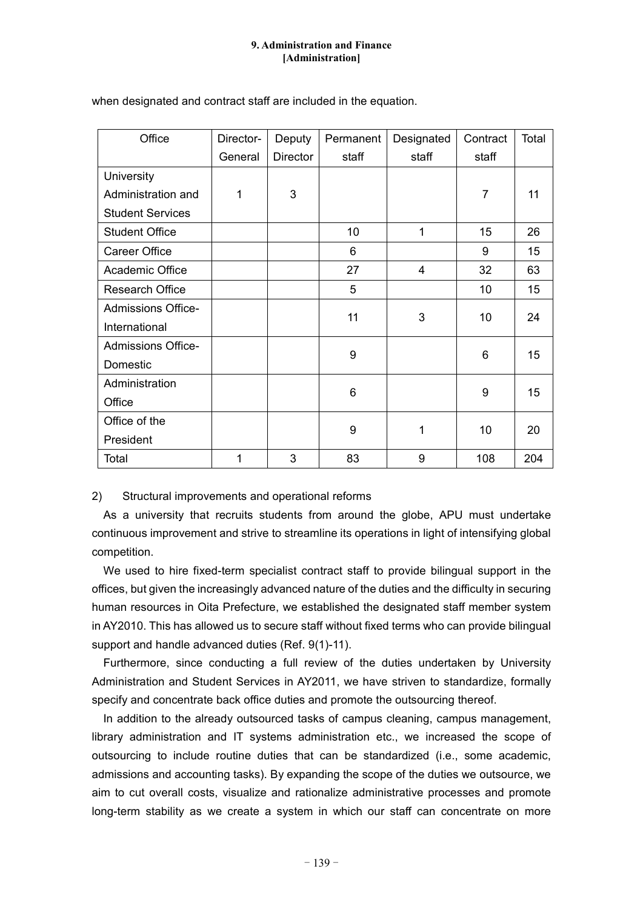when designated and contract staff are included in the equation.

| Office | Director-General | Deputy Director | Permanent staff | Designated staff | Contract staff | Total |
|---|---|---|---|---|---|---|
| University Administration and Student Services | 1 | 3 | | | 7 | 11 |
| Student Office | | | 10 | 1 | 15 | 26 |
| Career Office | | | 6 | | 9 | 15 |
| Academic Office | | | 27 | 4 | 32 | 63 |
| Research Office | | | 5 | | 10 | 15 |
| Admissions Office-International | | | 11 | 3 | 10 | 24 |
| Admissions Office-Domestic | | | 9 | | 6 | 15 |
| Administration Office | | | 6 | | 9 | 15 |
| Office of the President | | | 9 | 1 | 10 | 20 |
| Total | 1 | 3 | 83 | 9 | 108 | 204 |

2) Structural improvements and operational reforms

As a university that recruits students from around the globe, APU must undertake continuous improvement and strive to streamline its operations in light of intensifying global competition.

We used to hire fixed-term specialist contract staff to provide bilingual support in the offices, but given the increasingly advanced nature of the duties and the difficulty in securing human resources in Oita Prefecture, we established the designated staff member system in AY2010. This has allowed us to secure staff without fixed terms who can provide bilingual support and handle advanced duties (Ref. 9(1)-11).

Furthermore, since conducting a full review of the duties undertaken by University Administration and Student Services in AY2011, we have striven to standardize, formally specify and concentrate back office duties and promote the outsourcing thereof.

In addition to the already outsourced tasks of campus cleaning, campus management, library administration and IT systems administration etc., we increased the scope of outsourcing to include routine duties that can be standardized (i.e., some academic, admissions and accounting tasks). By expanding the scope of the duties we outsource, we aim to cut overall costs, visualize and rationalize administrative processes and promote long-term stability as we create a system in which our staff can concentrate on more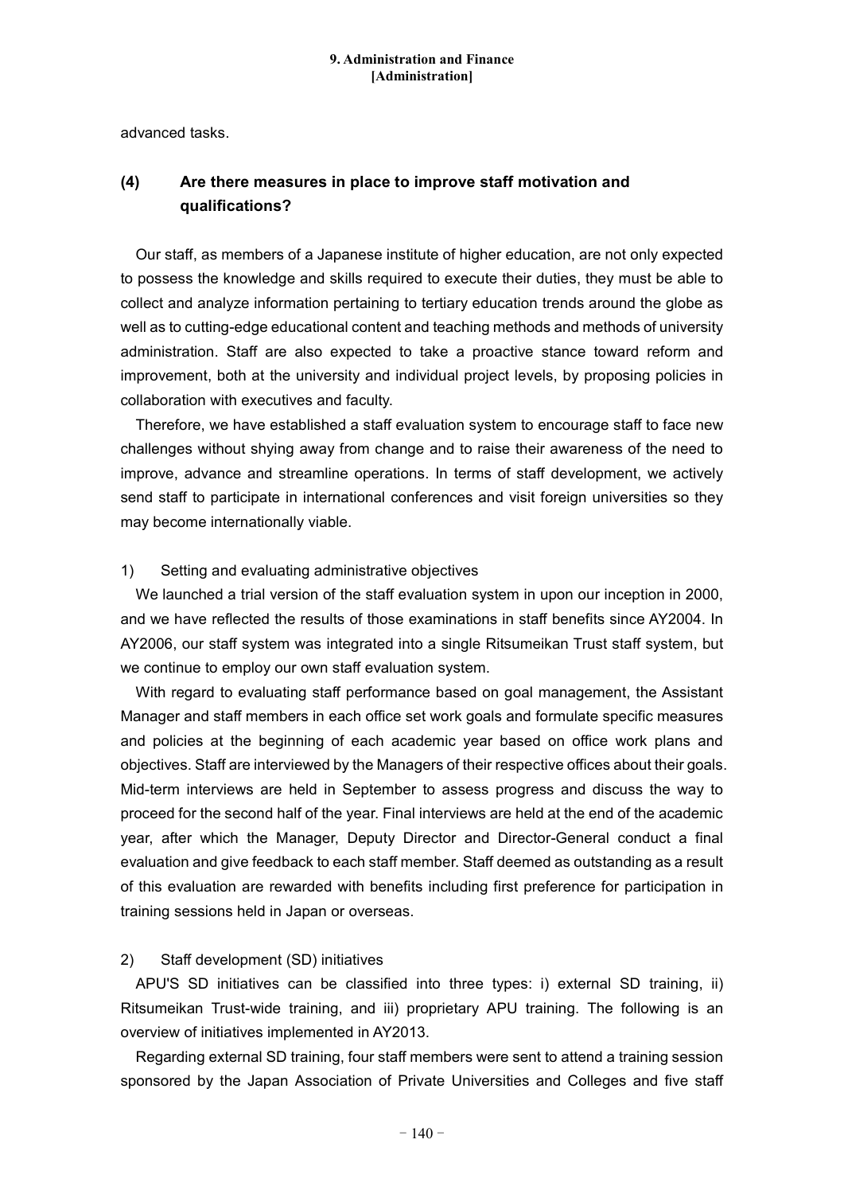advanced tasks.

### (4) Are there measures in place to improve staff motivation and qualifications?

Our staff, as members of a Japanese institute of higher education, are not only expected to possess the knowledge and skills required to execute their duties, they must be able to collect and analyze information pertaining to tertiary education trends around the globe as well as to cutting-edge educational content and teaching methods and methods of university administration. Staff are also expected to take a proactive stance toward reform and improvement, both at the university and individual project levels, by proposing policies in collaboration with executives and faculty.

Therefore, we have established a staff evaluation system to encourage staff to face new challenges without shying away from change and to raise their awareness of the need to improve, advance and streamline operations. In terms of staff development, we actively send staff to participate in international conferences and visit foreign universities so they may become internationally viable.

1) Setting and evaluating administrative objectives

We launched a trial version of the staff evaluation system in upon our inception in 2000, and we have reflected the results of those examinations in staff benefits since AY2004. In AY2006, our staff system was integrated into a single Ritsumeikan Trust staff system, but we continue to employ our own staff evaluation system.

With regard to evaluating staff performance based on goal management, the Assistant Manager and staff members in each office set work goals and formulate specific measures and policies at the beginning of each academic year based on office work plans and objectives. Staff are interviewed by the Managers of their respective offices about their goals. Mid-term interviews are held in September to assess progress and discuss the way to proceed for the second half of the year. Final interviews are held at the end of the academic year, after which the Manager, Deputy Director and Director-General conduct a final evaluation and give feedback to each staff member. Staff deemed as outstanding as a result of this evaluation are rewarded with benefits including first preference for participation in training sessions held in Japan or overseas.

2) Staff development (SD) initiatives

APU'S SD initiatives can be classified into three types: i) external SD training, ii) Ritsumeikan Trust-wide training, and iii) proprietary APU training. The following is an overview of initiatives implemented in AY2013.

Regarding external SD training, four staff members were sent to attend a training session sponsored by the Japan Association of Private Universities and Colleges and five staff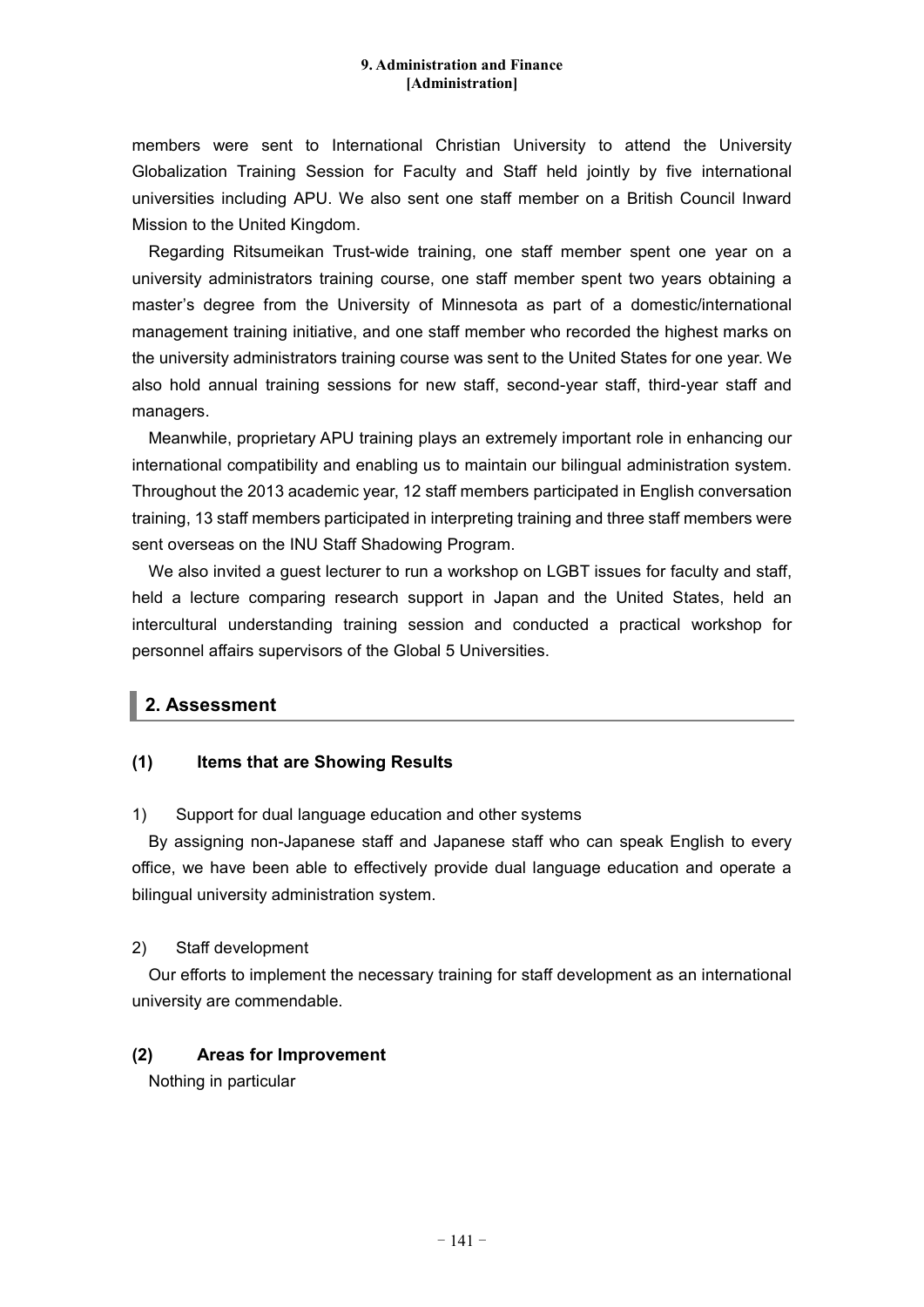members were sent to International Christian University to attend the University Globalization Training Session for Faculty and Staff held jointly by five international universities including APU. We also sent one staff member on a British Council Inward Mission to the United Kingdom.

Regarding Ritsumeikan Trust-wide training, one staff member spent one year on a university administrators training course, one staff member spent two years obtaining a master's degree from the University of Minnesota as part of a domestic/international management training initiative, and one staff member who recorded the highest marks on the university administrators training course was sent to the United States for one year. We also hold annual training sessions for new staff, second-year staff, third-year staff and managers.

Meanwhile, proprietary APU training plays an extremely important role in enhancing our international compatibility and enabling us to maintain our bilingual administration system. Throughout the 2013 academic year, 12 staff members participated in English conversation training, 13 staff members participated in interpreting training and three staff members were sent overseas on the INU Staff Shadowing Program.

We also invited a guest lecturer to run a workshop on LGBT issues for faculty and staff, held a lecture comparing research support in Japan and the United States, held an intercultural understanding training session and conducted a practical workshop for personnel affairs supervisors of the Global 5 Universities.

## 2. Assessment

### (1) Items that are Showing Results

1) Support for dual language education and other systems

By assigning non-Japanese staff and Japanese staff who can speak English to every office, we have been able to effectively provide dual language education and operate a bilingual university administration system.

2) Staff development

Our efforts to implement the necessary training for staff development as an international university are commendable.

### (2) Areas for Improvement

Nothing in particular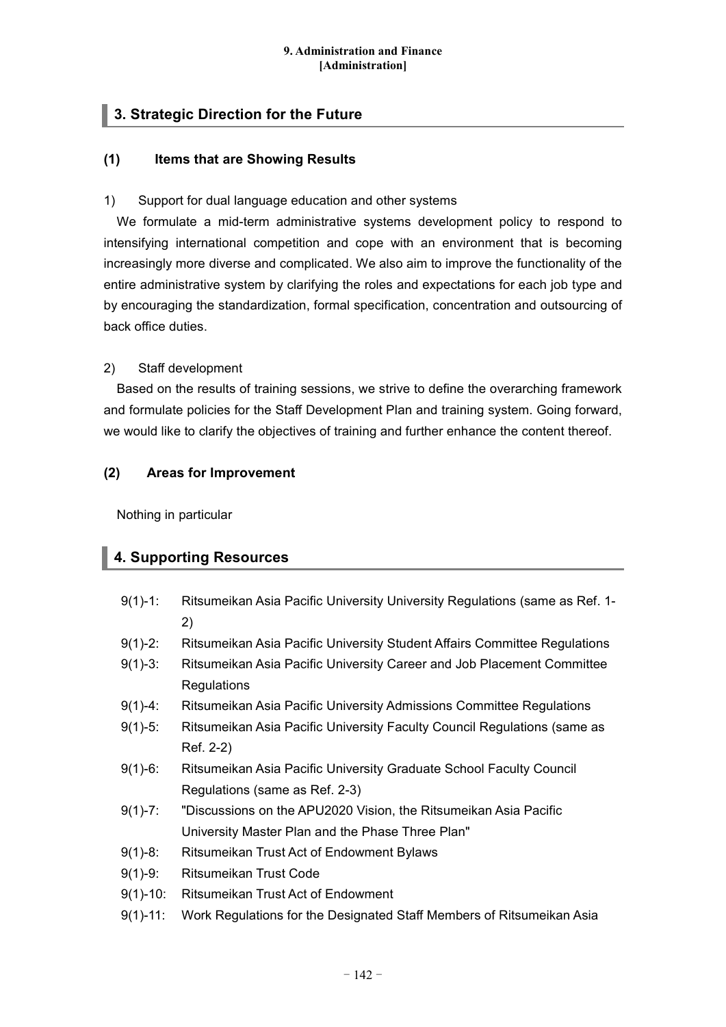## 3. Strategic Direction for the Future

### (1) Items that are Showing Results

1) Support for dual language education and other systems

We formulate a mid-term administrative systems development policy to respond to intensifying international competition and cope with an environment that is becoming increasingly more diverse and complicated. We also aim to improve the functionality of the entire administrative system by clarifying the roles and expectations for each job type and by encouraging the standardization, formal specification, concentration and outsourcing of back office duties.

2) Staff development

Based on the results of training sessions, we strive to define the overarching framework and formulate policies for the Staff Development Plan and training system. Going forward, we would like to clarify the objectives of training and further enhance the content thereof.

### (2) Areas for Improvement

Nothing in particular

## 4. Supporting Resources

- 9(1)-1: Ritsumeikan Asia Pacific University University Regulations (same as Ref. 1-2)
- 9(1)-2: Ritsumeikan Asia Pacific University Student Affairs Committee Regulations
- 9(1)-3: Ritsumeikan Asia Pacific University Career and Job Placement Committee Regulations
- 9(1)-4: Ritsumeikan Asia Pacific University Admissions Committee Regulations
- 9(1)-5: Ritsumeikan Asia Pacific University Faculty Council Regulations (same as Ref. 2-2)
- 9(1)-6: Ritsumeikan Asia Pacific University Graduate School Faculty Council Regulations (same as Ref. 2-3)
- 9(1)-7: "Discussions on the APU2020 Vision, the Ritsumeikan Asia Pacific University Master Plan and the Phase Three Plan"
- 9(1)-8: Ritsumeikan Trust Act of Endowment Bylaws
- 9(1)-9: Ritsumeikan Trust Code
- 9(1)-10: Ritsumeikan Trust Act of Endowment
- 9(1)-11: Work Regulations for the Designated Staff Members of Ritsumeikan Asia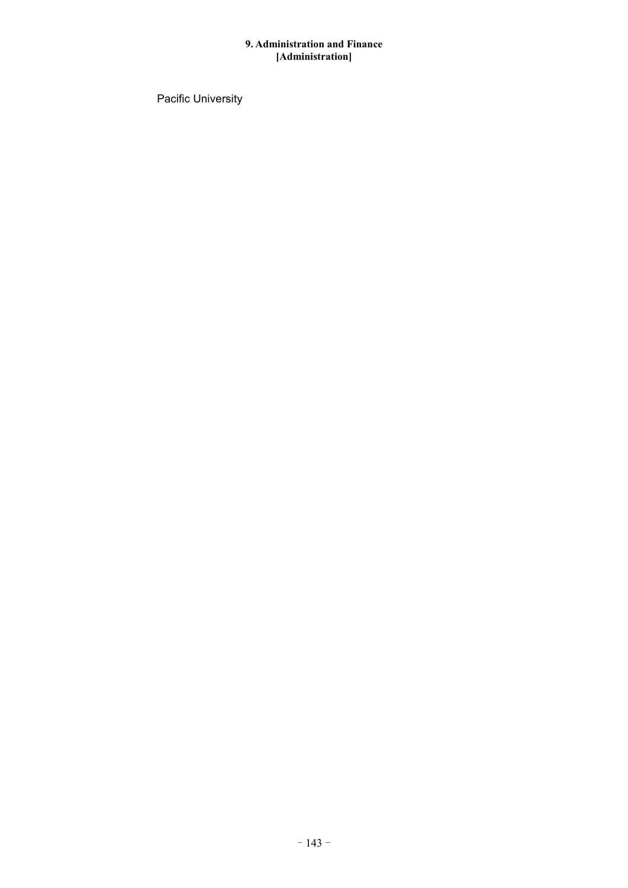**9. Administration and Finance**
**[Administration]**

Pacific University